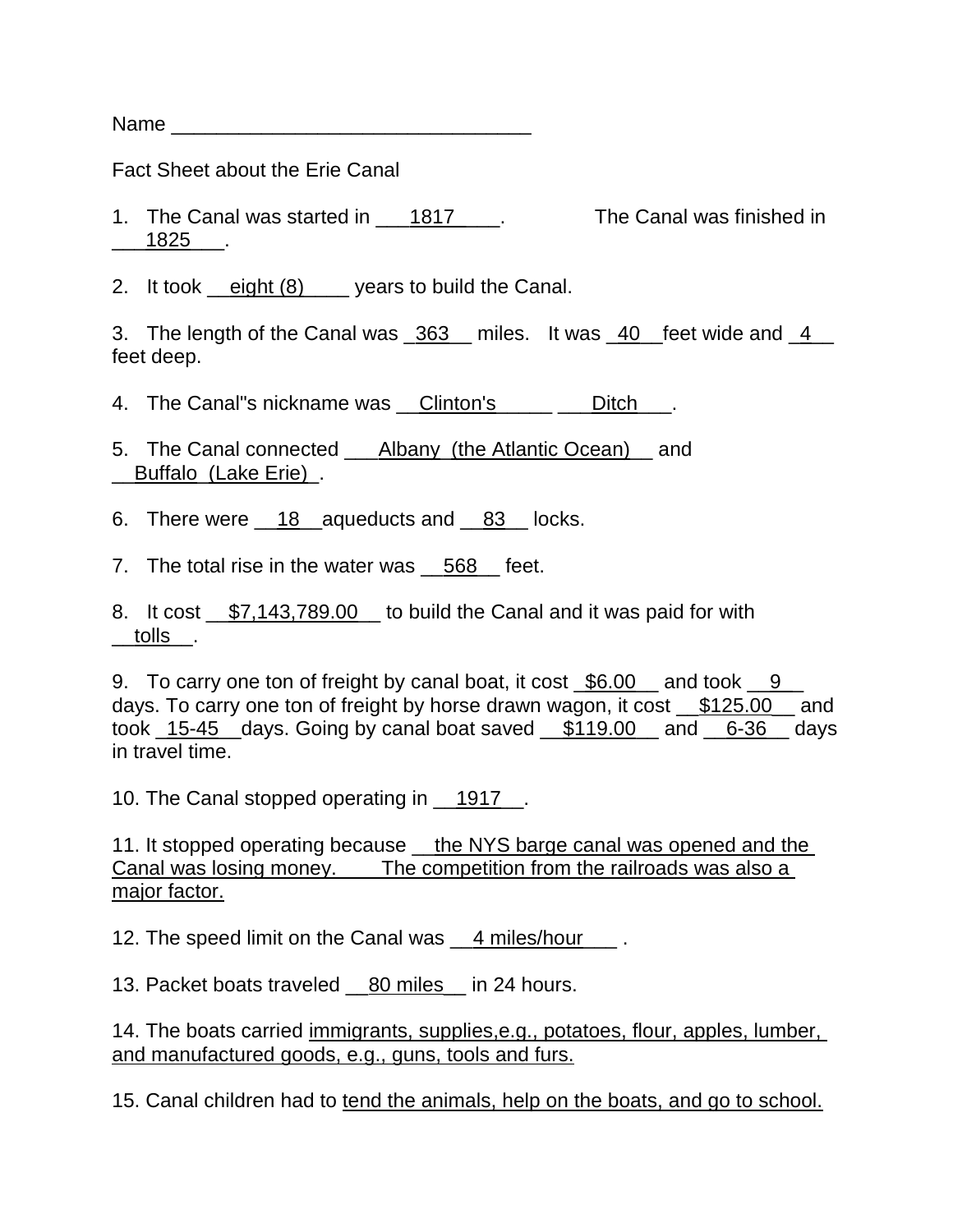Name ________________________________

Fact Sheet about the Erie Canal

1. The Canal was started in ___1817____. The Canal was finished in ___1825___.

2. It took __eight (8)____ years to build the Canal.

3. The length of the Canal was _363__ miles. It was _40__feet wide and _4__ feet deep.

4. The Canal"s nickname was __Clinton's_____ ___Ditch___.

5. The Canal connected ___Albany (the Atlantic Ocean)__ and __Buffalo (Lake Erie)_.

6. There were __18__aqueducts and __83__ locks.

7. The total rise in the water was __568__ feet.

8. It cost __$7,143,789.00__ to build the Canal and it was paid for with __tolls__.

9. To carry one ton of freight by canal boat, it cost _$6.00__ and took __9__ days. To carry one ton of freight by horse drawn wagon, it cost __$125.00__ and took _15-45__days. Going by canal boat saved __$119.00__ and __6-36__ days in travel time.

10. The Canal stopped operating in __1917__.

11. It stopped operating because __the NYS barge canal was opened and the Canal was losing money. The competition from the railroads was also a major factor.

12. The speed limit on the Canal was __4 miles/hour___ .

13. Packet boats traveled __80 miles__ in 24 hours.

14. The boats carried immigrants, supplies,e.g., potatoes, flour, apples, lumber, and manufactured goods, e.g., guns, tools and furs.

15. Canal children had to tend the animals, help on the boats, and go to school.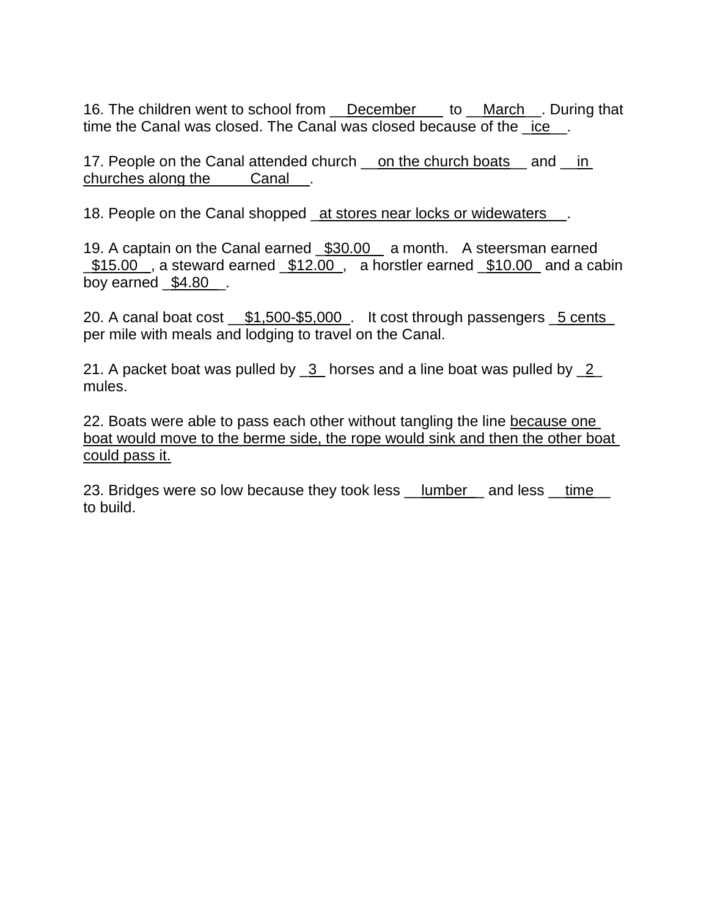16. The children went to school from __December___ to __March__. During that time the Canal was closed. The Canal was closed because of the _ice__.

17. People on the Canal attended church __on the church boats__ and __in churches along the _____Canal__.

18. People on the Canal shopped _at stores near locks or widewaters__.

19. A captain on the Canal earned _$30.00__ a month. A steersman earned _$15.00__, a steward earned _$12.00_, a horstler earned _$10.00_ and a cabin boy earned _$4.80__.

20. A canal boat cost __$1,500-$5,000_. It cost through passengers _5 cents_ per mile with meals and lodging to travel on the Canal.

21. A packet boat was pulled by _3_ horses and a line boat was pulled by _2_ mules.

22. Boats were able to pass each other without tangling the line because one boat would move to the berme side, the rope would sink and then the other boat could pass it.

23. Bridges were so low because they took less __lumber__ and less __time__ to build.